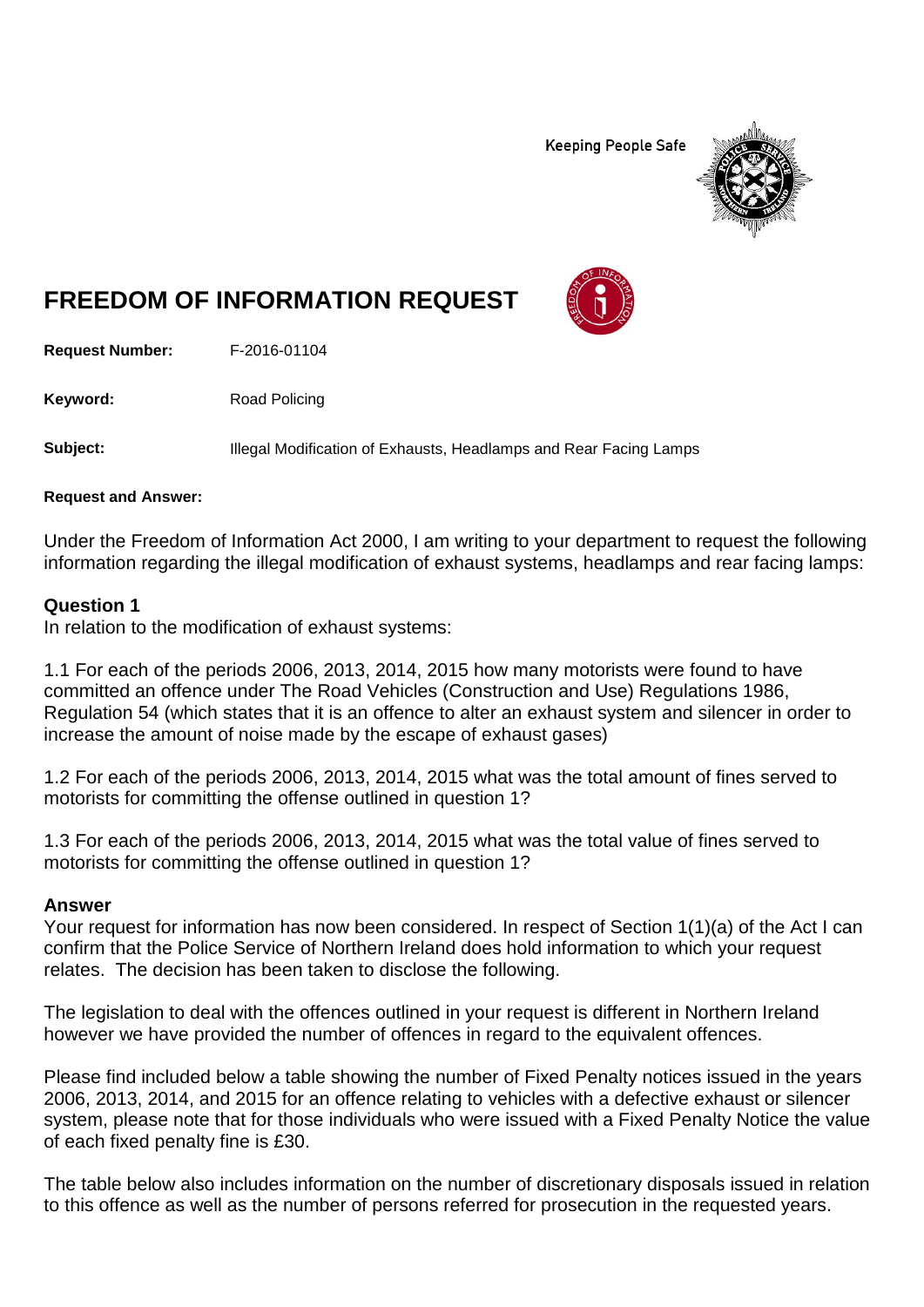Keeping People Safe

# FREEDOM OF INFORMATION REQUEST

**Request Number:** F-2016-01104

**Keyword:** Road Policing

**Subject:** Illegal Modification of Exhausts, Headlamps and Rear Facing Lamps

**Request and Answer:**

Under the Freedom of Information Act 2000, I am writing to your department to request the following information regarding the illegal modification of exhaust systems, headlamps and rear facing lamps:

### Question 1

In relation to the modification of exhaust systems:

1.1 For each of the periods 2006, 2013, 2014, 2015 how many motorists were found to have committed an offence under The Road Vehicles (Construction and Use) Regulations 1986, Regulation 54 (which states that it is an offence to alter an exhaust system and silencer in order to increase the amount of noise made by the escape of exhaust gases)

1.2 For each of the periods 2006, 2013, 2014, 2015 what was the total amount of fines served to motorists for committing the offense outlined in question 1?

1.3 For each of the periods 2006, 2013, 2014, 2015 what was the total value of fines served to motorists for committing the offense outlined in question 1?

### Answer

Your request for information has now been considered. In respect of Section 1(1)(a) of the Act I can confirm that the Police Service of Northern Ireland does hold information to which your request relates. The decision has been taken to disclose the following.

The legislation to deal with the offences outlined in your request is different in Northern Ireland however we have provided the number of offences in regard to the equivalent offences.

Please find included below a table showing the number of Fixed Penalty notices issued in the years 2006, 2013, 2014, and 2015 for an offence relating to vehicles with a defective exhaust or silencer system, please note that for those individuals who were issued with a Fixed Penalty Notice the value of each fixed penalty fine is £30.

The table below also includes information on the number of discretionary disposals issued in relation to this offence as well as the number of persons referred for prosecution in the requested years.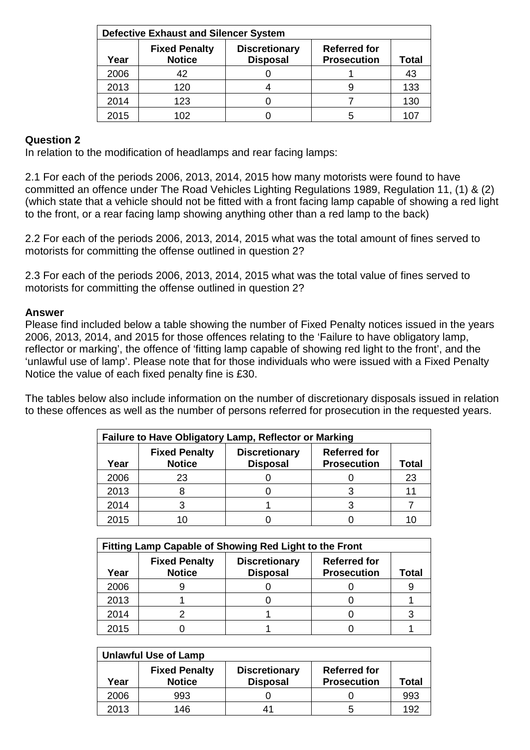| Defective Exhaust and Silencer System | | | | |
|---|---|---|---|---|
| **Year** | **Fixed Penalty Notice** | **Discretionary Disposal** | **Referred for Prosecution** | **Total** |
| 2006 | 42 | 0 | 1 | 43 |
| 2013 | 120 | 4 | 9 | 133 |
| 2014 | 123 | 0 | 7 | 130 |
| 2015 | 102 | 0 | 5 | 107 |

**Question 2**
In relation to the modification of headlamps and rear facing lamps:

2.1 For each of the periods 2006, 2013, 2014, 2015 how many motorists were found to have committed an offence under The Road Vehicles Lighting Regulations 1989, Regulation 11, (1) & (2) (which state that a vehicle should not be fitted with a front facing lamp capable of showing a red light to the front, or a rear facing lamp showing anything other than a red lamp to the back)

2.2 For each of the periods 2006, 2013, 2014, 2015 what was the total amount of fines served to motorists for committing the offense outlined in question 2?

2.3 For each of the periods 2006, 2013, 2014, 2015 what was the total value of fines served to motorists for committing the offense outlined in question 2?

**Answer**
Please find included below a table showing the number of Fixed Penalty notices issued in the years 2006, 2013, 2014, and 2015 for those offences relating to the 'Failure to have obligatory lamp, reflector or marking', the offence of 'fitting lamp capable of showing red light to the front', and the 'unlawful use of lamp'. Please note that for those individuals who were issued with a Fixed Penalty Notice the value of each fixed penalty fine is £30.

The tables below also include information on the number of discretionary disposals issued in relation to these offences as well as the number of persons referred for prosecution in the requested years.

| Failure to Have Obligatory Lamp, Reflector or Marking | | | | |
|---|---|---|---|---|
| **Year** | **Fixed Penalty Notice** | **Discretionary Disposal** | **Referred for Prosecution** | **Total** |
| 2006 | 23 | 0 | 0 | 23 |
| 2013 | 8 | 0 | 3 | 11 |
| 2014 | 3 | 1 | 3 | 7 |
| 2015 | 10 | 0 | 0 | 10 |

| Fitting Lamp Capable of Showing Red Light to the Front | | | | |
|---|---|---|---|---|
| **Year** | **Fixed Penalty Notice** | **Discretionary Disposal** | **Referred for Prosecution** | **Total** |
| 2006 | 9 | 0 | 0 | 9 |
| 2013 | 1 | 0 | 0 | 1 |
| 2014 | 2 | 1 | 0 | 3 |
| 2015 | 0 | 1 | 0 | 1 |

| Unlawful Use of Lamp | | | | |
|---|---|---|---|---|
| **Year** | **Fixed Penalty Notice** | **Discretionary Disposal** | **Referred for Prosecution** | **Total** |
| 2006 | 993 | 0 | 0 | 993 |
| 2013 | 146 | 41 | 5 | 192 |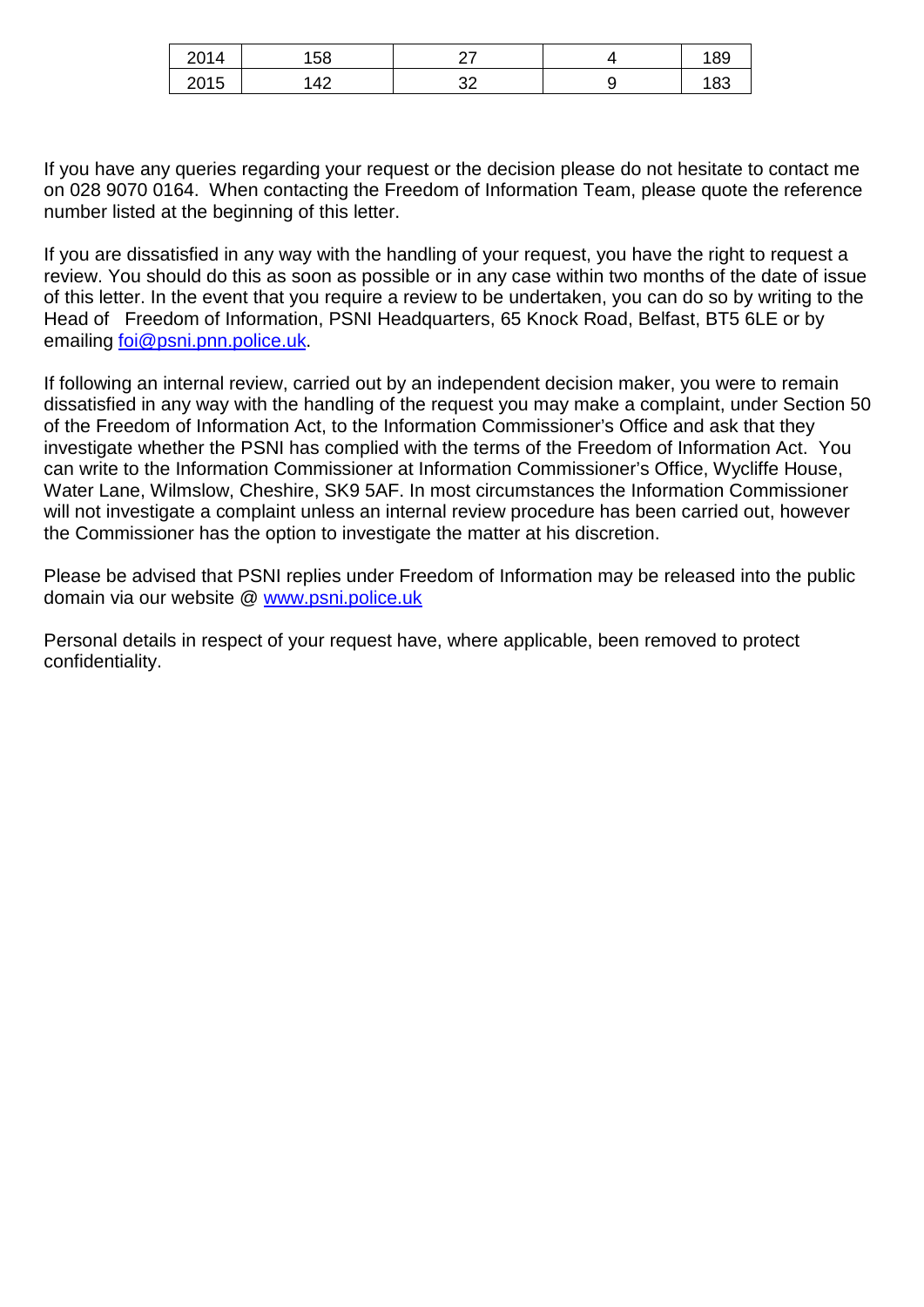| | | | | |
|---|---|---|---|---|
| 2014 | 158 | 27 | 4 | 189 |
| 2015 | 142 | 32 | 9 | 183 |

If you have any queries regarding your request or the decision please do not hesitate to contact me on 028 9070 0164. When contacting the Freedom of Information Team, please quote the reference number listed at the beginning of this letter.

If you are dissatisfied in any way with the handling of your request, you have the right to request a review. You should do this as soon as possible or in any case within two months of the date of issue of this letter. In the event that you require a review to be undertaken, you can do so by writing to the Head of Freedom of Information, PSNI Headquarters, 65 Knock Road, Belfast, BT5 6LE or by emailing foi@psni.pnn.police.uk.

If following an internal review, carried out by an independent decision maker, you were to remain dissatisfied in any way with the handling of the request you may make a complaint, under Section 50 of the Freedom of Information Act, to the Information Commissioner's Office and ask that they investigate whether the PSNI has complied with the terms of the Freedom of Information Act. You can write to the Information Commissioner at Information Commissioner's Office, Wycliffe House, Water Lane, Wilmslow, Cheshire, SK9 5AF. In most circumstances the Information Commissioner will not investigate a complaint unless an internal review procedure has been carried out, however the Commissioner has the option to investigate the matter at his discretion.

Please be advised that PSNI replies under Freedom of Information may be released into the public domain via our website @ www.psni.police.uk

Personal details in respect of your request have, where applicable, been removed to protect confidentiality.